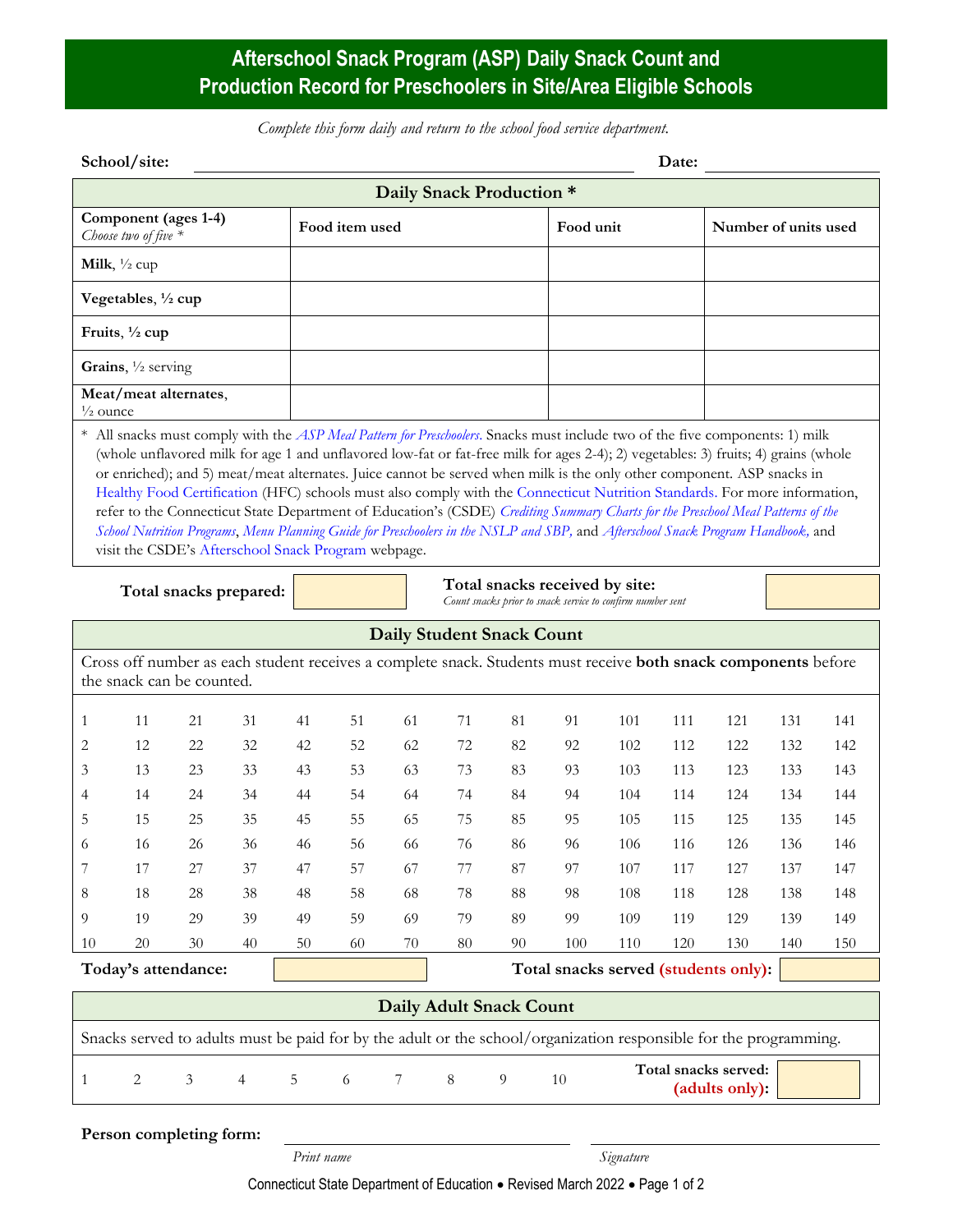# Afterschool Snack Program (ASP) Daily Snack Count and Production Record for Preschoolers in Site/Area Eligible Schools

*Complete this form daily and return to the school food service department.*

**School/site:** ______________________________ **Date:** ______________

## Daily Snack Production *

| Component (ages 1-4) *Choose two of five* * | Food item used | Food unit | Number of units used |
|---|---|---|---|
| **Milk**, ½ cup | | | |
| **Vegetables, ½ cup** | | | |
| **Fruits, ½ cup** | | | |
| **Grains**, ½ serving | | | |
| **Meat/meat alternates**, ½ ounce | | | |

\* All snacks must comply with the *ASP Meal Pattern for Preschoolers*. Snacks must include two of the five components: 1) milk (whole unflavored milk for age 1 and unflavored low-fat or fat-free milk for ages 2-4); 2) vegetables: 3) fruits; 4) grains (whole or enriched); and 5) meat/meat alternates. Juice cannot be served when milk is the only other component. ASP snacks in Healthy Food Certification (HFC) schools must also comply with the Connecticut Nutrition Standards. For more information, refer to the Connecticut State Department of Education's (CSDE) *Crediting Summary Charts for the Preschool Meal Patterns of the School Nutrition Programs*, *Menu Planning Guide for Preschoolers in the NSLP and SBP,* and *Afterschool Snack Program Handbook,* and visit the CSDE's Afterschool Snack Program webpage.

**Total snacks prepared:** ______ **Total snacks received by site:** ______
*Count snacks prior to snack service to confirm number sent*

## Daily Student Snack Count

Cross off number as each student receives a complete snack. Students must receive **both snack components** before the snack can be counted.

| | | | | | | | | | | | | | | |
|---|---|---|---|---|---|---|---|---|---|---|---|---|---|---|
| 1 | 11 | 21 | 31 | 41 | 51 | 61 | 71 | 81 | 91 | 101 | 111 | 121 | 131 | 141 |
| 2 | 12 | 22 | 32 | 42 | 52 | 62 | 72 | 82 | 92 | 102 | 112 | 122 | 132 | 142 |
| 3 | 13 | 23 | 33 | 43 | 53 | 63 | 73 | 83 | 93 | 103 | 113 | 123 | 133 | 143 |
| 4 | 14 | 24 | 34 | 44 | 54 | 64 | 74 | 84 | 94 | 104 | 114 | 124 | 134 | 144 |
| 5 | 15 | 25 | 35 | 45 | 55 | 65 | 75 | 85 | 95 | 105 | 115 | 125 | 135 | 145 |
| 6 | 16 | 26 | 36 | 46 | 56 | 66 | 76 | 86 | 96 | 106 | 116 | 126 | 136 | 146 |
| 7 | 17 | 27 | 37 | 47 | 57 | 67 | 77 | 87 | 97 | 107 | 117 | 127 | 137 | 147 |
| 8 | 18 | 28 | 38 | 48 | 58 | 68 | 78 | 88 | 98 | 108 | 118 | 128 | 138 | 148 |
| 9 | 19 | 29 | 39 | 49 | 59 | 69 | 79 | 89 | 99 | 109 | 119 | 129 | 139 | 149 |
| 10 | 20 | 30 | 40 | 50 | 60 | 70 | 80 | 90 | 100 | 110 | 120 | 130 | 140 | 150 |

**Today's attendance:** ______ **Total snacks served (students only):** ______

## Daily Adult Snack Count

Snacks served to adults must be paid for by the adult or the school/organization responsible for the programming.

1 2 3 4 5 6 7 8 9 10 **Total snacks served: (adults only):** ______

**Person completing form:** ______________________ ______________________
*Print name* *Signature*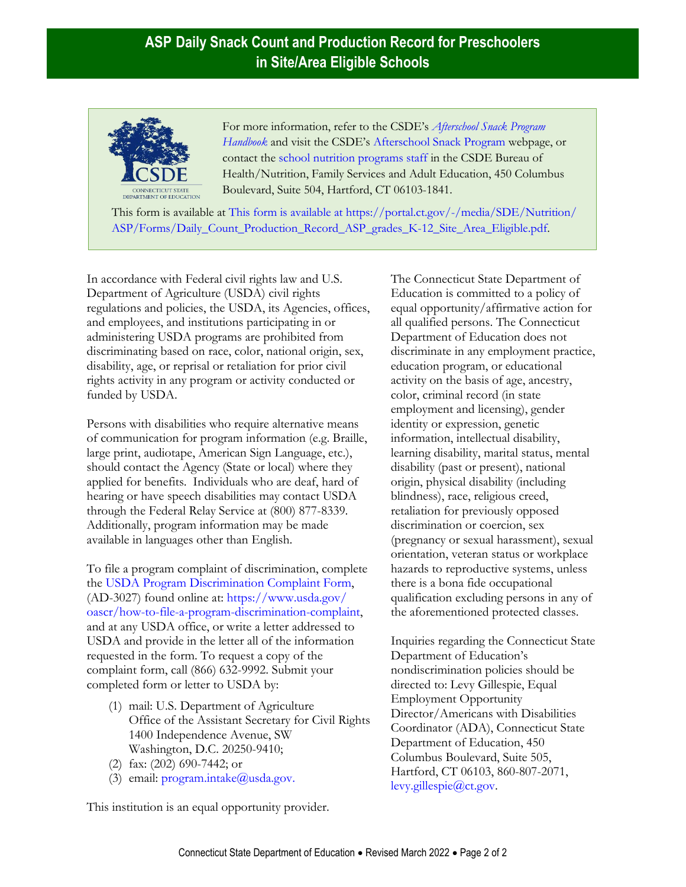# ASP Daily Snack Count and Production Record for Preschoolers in Site/Area Eligible Schools

For more information, refer to the CSDE's *Afterschool Snack Program Handbook* and visit the CSDE's Afterschool Snack Program webpage, or contact the school nutrition programs staff in the CSDE Bureau of Health/Nutrition, Family Services and Adult Education, 450 Columbus Boulevard, Suite 504, Hartford, CT 06103-1841.

This form is available at This form is available at https://portal.ct.gov/-/media/SDE/Nutrition/ASP/Forms/Daily_Count_Production_Record_ASP_grades_K-12_Site_Area_Eligible.pdf.

In accordance with Federal civil rights law and U.S. Department of Agriculture (USDA) civil rights regulations and policies, the USDA, its Agencies, offices, and employees, and institutions participating in or administering USDA programs are prohibited from discriminating based on race, color, national origin, sex, disability, age, or reprisal or retaliation for prior civil rights activity in any program or activity conducted or funded by USDA.

Persons with disabilities who require alternative means of communication for program information (e.g. Braille, large print, audiotape, American Sign Language, etc.), should contact the Agency (State or local) where they applied for benefits. Individuals who are deaf, hard of hearing or have speech disabilities may contact USDA through the Federal Relay Service at (800) 877-8339. Additionally, program information may be made available in languages other than English.

To file a program complaint of discrimination, complete the USDA Program Discrimination Complaint Form, (AD-3027) found online at: https://www.usda.gov/oascr/how-to-file-a-program-discrimination-complaint, and at any USDA office, or write a letter addressed to USDA and provide in the letter all of the information requested in the form. To request a copy of the complaint form, call (866) 632-9992. Submit your completed form or letter to USDA by:

1. mail: U.S. Department of Agriculture
   Office of the Assistant Secretary for Civil Rights
   1400 Independence Avenue, SW
   Washington, D.C. 20250-9410;
2. fax: (202) 690-7442; or
3. email: program.intake@usda.gov.

This institution is an equal opportunity provider.

The Connecticut State Department of Education is committed to a policy of equal opportunity/affirmative action for all qualified persons. The Connecticut Department of Education does not discriminate in any employment practice, education program, or educational activity on the basis of age, ancestry, color, criminal record (in state employment and licensing), gender identity or expression, genetic information, intellectual disability, learning disability, marital status, mental disability (past or present), national origin, physical disability (including blindness), race, religious creed, retaliation for previously opposed discrimination or coercion, sex (pregnancy or sexual harassment), sexual orientation, veteran status or workplace hazards to reproductive systems, unless there is a bona fide occupational qualification excluding persons in any of the aforementioned protected classes.

Inquiries regarding the Connecticut State Department of Education's nondiscrimination policies should be directed to: Levy Gillespie, Equal Employment Opportunity Director/Americans with Disabilities Coordinator (ADA), Connecticut State Department of Education, 450 Columbus Boulevard, Suite 505, Hartford, CT 06103, 860-807-2071, levy.gillespie@ct.gov.